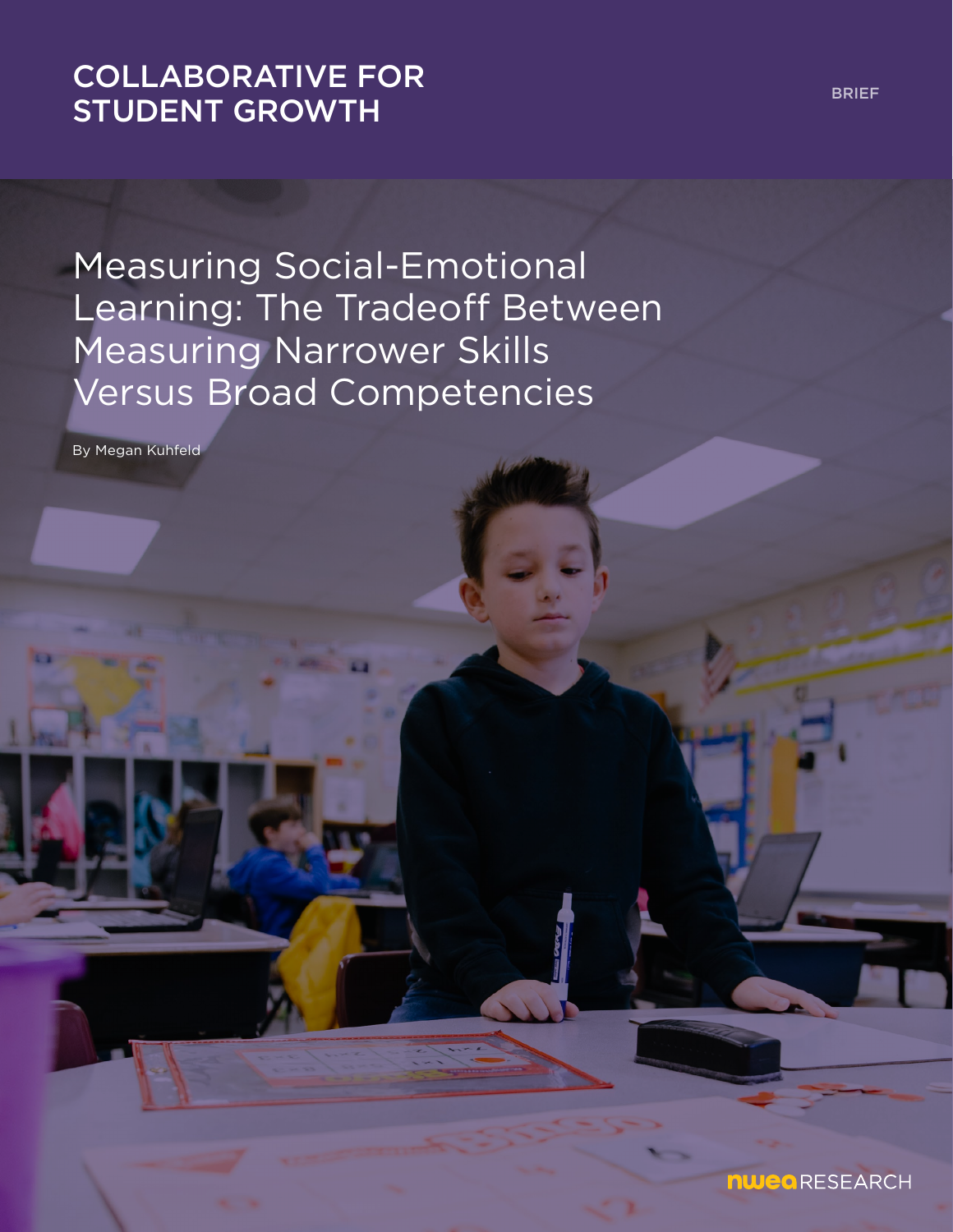COLLABORATIVE FOR STUDENT GROWTH

BRIEF

# Measuring Social-Emotional Learning: The Tradeoff Between Measuring Narrower Skills Versus Broad Competencies

By Megan Kuhfeld

NWEA RESEARCH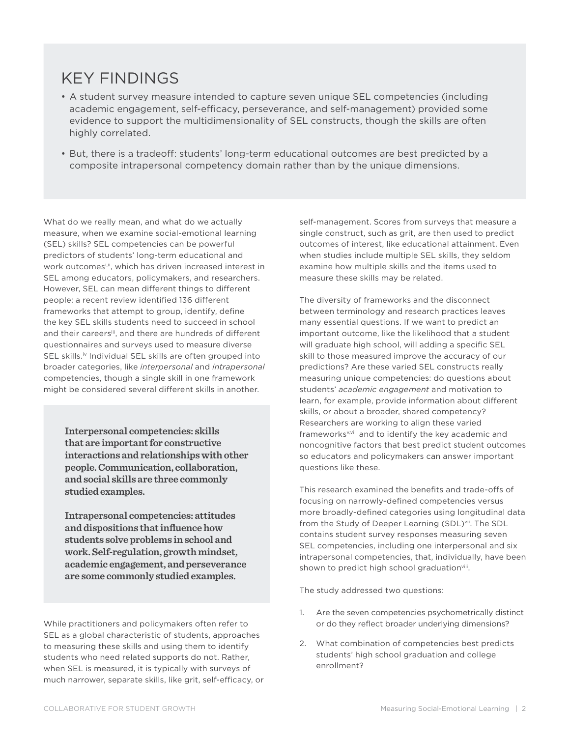## KEY FINDINGS

- A student survey measure intended to capture seven unique SEL competencies (including academic engagement, self-efficacy, perseverance, and self-management) provided some evidence to support the multidimensionality of SEL constructs, though the skills are often highly correlated.
- But, there is a tradeoff: students' long-term educational outcomes are best predicted by a composite intrapersonal competency domain rather than by the unique dimensions.

What do we really mean, and what do we actually measure, when we examine social-emotional learning (SEL) skills? SEL competencies can be powerful predictors of students' long-term educational and work outcomes[i,ii], which has driven increased interest in SEL among educators, policymakers, and researchers. However, SEL can mean different things to different people: a recent review identified 136 different frameworks that attempt to group, identify, define the key SEL skills students need to succeed in school and their careers[iii], and there are hundreds of different questionnaires and surveys used to measure diverse SEL skills.[iv] Individual SEL skills are often grouped into broader categories, like *interpersonal* and *intrapersonal* competencies, though a single skill in one framework might be considered several different skills in another.

**Interpersonal competencies: skills that are important for constructive interactions and relationships with other people. Communication, collaboration, and social skills are three commonly studied examples.**

**Intrapersonal competencies: attitudes and dispositions that influence how students solve problems in school and work. Self-regulation, growth mindset, academic engagement, and perseverance are some commonly studied examples.**

While practitioners and policymakers often refer to SEL as a global characteristic of students, approaches to measuring these skills and using them to identify students who need related supports do not. Rather, when SEL is measured, it is typically with surveys of much narrower, separate skills, like grit, self-efficacy, or self-management. Scores from surveys that measure a single construct, such as grit, are then used to predict outcomes of interest, like educational attainment. Even when studies include multiple SEL skills, they seldom examine how multiple skills and the items used to measure these skills may be related.

The diversity of frameworks and the disconnect between terminology and research practices leaves many essential questions. If we want to predict an important outcome, like the likelihood that a student will graduate high school, will adding a specific SEL skill to those measured improve the accuracy of our predictions? Are these varied SEL constructs really measuring unique competencies: do questions about students' *academic engagement* and motivation to learn, for example, provide information about different skills, or about a broader, shared competency? Researchers are working to align these varied frameworks[v,vi] and to identify the key academic and noncognitive factors that best predict student outcomes so educators and policymakers can answer important questions like these.

This research examined the benefits and trade-offs of focusing on narrowly-defined competencies versus more broadly-defined categories using longitudinal data from the Study of Deeper Learning (SDL)[vii]. The SDL contains student survey responses measuring seven SEL competencies, including one interpersonal and six intrapersonal competencies, that, individually, have been shown to predict high school graduation[viii].

The study addressed two questions:

1. Are the seven competencies psychometrically distinct or do they reflect broader underlying dimensions?
2. What combination of competencies best predicts students' high school graduation and college enrollment?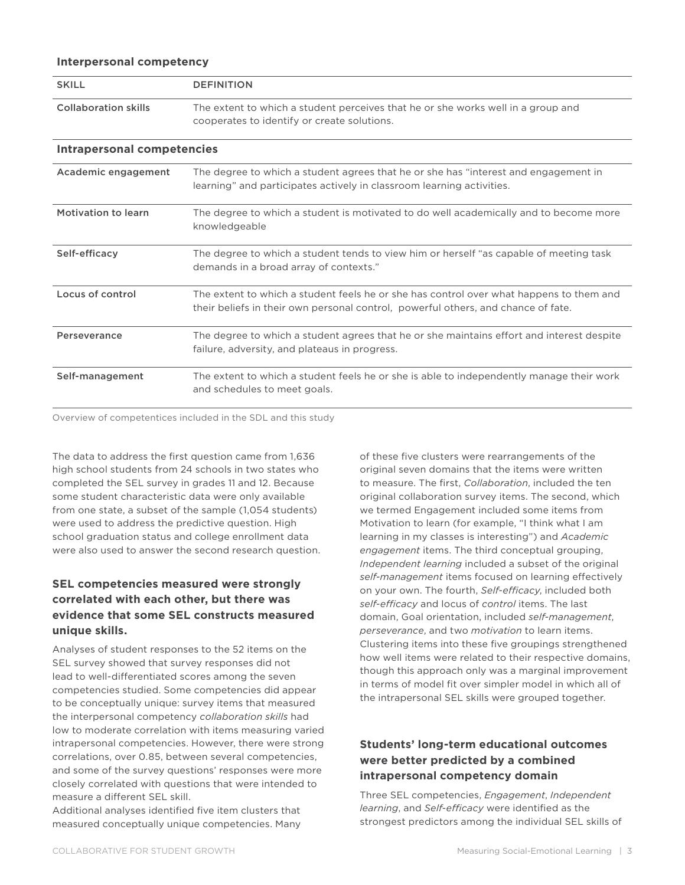**Interpersonal competency**

| SKILL | DEFINITION |
|---|---|
| Collaboration skills | The extent to which a student perceives that he or she works well in a group and cooperates to identify or create solutions. |

**Intrapersonal competencies**

| SKILL | DEFINITION |
|---|---|
| Academic engagement | The degree to which a student agrees that he or she has "interest and engagement in learning" and participates actively in classroom learning activities. |
| Motivation to learn | The degree to which a student is motivated to do well academically and to become more knowledgeable |
| Self-efficacy | The degree to which a student tends to view him or herself "as capable of meeting task demands in a broad array of contexts." |
| Locus of control | The extent to which a student feels he or she has control over what happens to them and their beliefs in their own personal control, powerful others, and chance of fate. |
| Perseverance | The degree to which a student agrees that he or she maintains effort and interest despite failure, adversity, and plateaus in progress. |
| Self-management | The extent to which a student feels he or she is able to independently manage their work and schedules to meet goals. |

Overview of competentices included in the SDL and this study

The data to address the first question came from 1,636 high school students from 24 schools in two states who completed the SEL survey in grades 11 and 12. Because some student characteristic data were only available from one state, a subset of the sample (1,054 students) were used to address the predictive question. High school graduation status and college enrollment data were also used to answer the second research question.

### SEL competencies measured were strongly correlated with each other, but there was evidence that some SEL constructs measured unique skills.

Analyses of student responses to the 52 items on the SEL survey showed that survey responses did not lead to well-differentiated scores among the seven competencies studied. Some competencies did appear to be conceptually unique: survey items that measured the interpersonal competency *collaboration skills* had low to moderate correlation with items measuring varied intrapersonal competencies. However, there were strong correlations, over 0.85, between several competencies, and some of the survey questions' responses were more closely correlated with questions that were intended to measure a different SEL skill.

Additional analyses identified five item clusters that measured conceptually unique competencies. Many of these five clusters were rearrangements of the original seven domains that the items were written to measure. The first, *Collaboration*, included the ten original collaboration survey items. The second, which we termed Engagement included some items from Motivation to learn (for example, "I think what I am learning in my classes is interesting") and *Academic engagement* items. The third conceptual grouping, *Independent learning* included a subset of the original *self-management* items focused on learning effectively on your own. The fourth, *Self-efficacy*, included both *self-efficacy* and locus of *control* items. The last domain, Goal orientation, included *self-management*, *perseverance*, and two *motivation* to learn items. Clustering items into these five groupings strengthened how well items were related to their respective domains, though this approach only was a marginal improvement in terms of model fit over simpler model in which all of the intrapersonal SEL skills were grouped together.

### Students' long-term educational outcomes were better predicted by a combined intrapersonal competency domain

Three SEL competencies, *Engagement*, *Independent learning*, and *Self-efficacy* were identified as the strongest predictors among the individual SEL skills of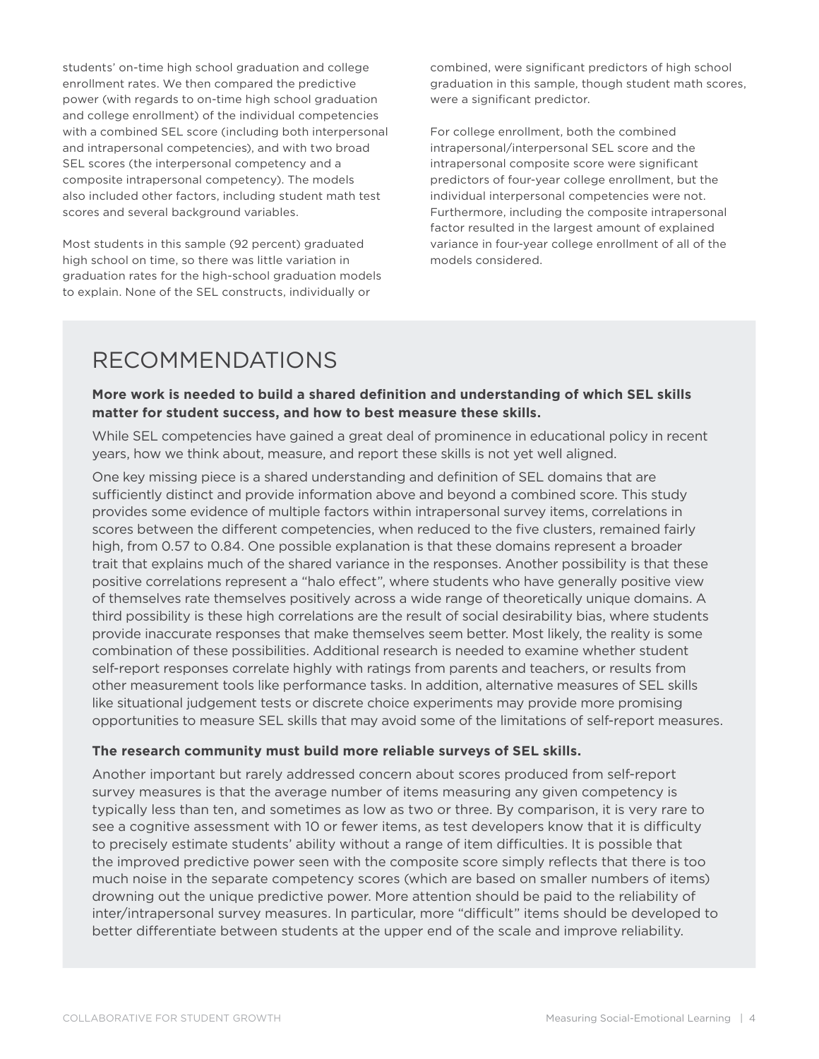students' on-time high school graduation and college enrollment rates. We then compared the predictive power (with regards to on-time high school graduation and college enrollment) of the individual competencies with a combined SEL score (including both interpersonal and intrapersonal competencies), and with two broad SEL scores (the interpersonal competency and a composite intrapersonal competency). The models also included other factors, including student math test scores and several background variables.

Most students in this sample (92 percent) graduated high school on time, so there was little variation in graduation rates for the high-school graduation models to explain. None of the SEL constructs, individually or combined, were significant predictors of high school graduation in this sample, though student math scores, were a significant predictor.

For college enrollment, both the combined intrapersonal/interpersonal SEL score and the intrapersonal composite score were significant predictors of four-year college enrollment, but the individual interpersonal competencies were not. Furthermore, including the composite intrapersonal factor resulted in the largest amount of explained variance in four-year college enrollment of all of the models considered.

## RECOMMENDATIONS

**More work is needed to build a shared definition and understanding of which SEL skills matter for student success, and how to best measure these skills.**

While SEL competencies have gained a great deal of prominence in educational policy in recent years, how we think about, measure, and report these skills is not yet well aligned.

One key missing piece is a shared understanding and definition of SEL domains that are sufficiently distinct and provide information above and beyond a combined score. This study provides some evidence of multiple factors within intrapersonal survey items, correlations in scores between the different competencies, when reduced to the five clusters, remained fairly high, from 0.57 to 0.84. One possible explanation is that these domains represent a broader trait that explains much of the shared variance in the responses. Another possibility is that these positive correlations represent a "halo effect", where students who have generally positive view of themselves rate themselves positively across a wide range of theoretically unique domains. A third possibility is these high correlations are the result of social desirability bias, where students provide inaccurate responses that make themselves seem better. Most likely, the reality is some combination of these possibilities. Additional research is needed to examine whether student self-report responses correlate highly with ratings from parents and teachers, or results from other measurement tools like performance tasks. In addition, alternative measures of SEL skills like situational judgement tests or discrete choice experiments may provide more promising opportunities to measure SEL skills that may avoid some of the limitations of self-report measures.

**The research community must build more reliable surveys of SEL skills.**

Another important but rarely addressed concern about scores produced from self-report survey measures is that the average number of items measuring any given competency is typically less than ten, and sometimes as low as two or three. By comparison, it is very rare to see a cognitive assessment with 10 or fewer items, as test developers know that it is difficulty to precisely estimate students' ability without a range of item difficulties. It is possible that the improved predictive power seen with the composite score simply reflects that there is too much noise in the separate competency scores (which are based on smaller numbers of items) drowning out the unique predictive power. More attention should be paid to the reliability of inter/intrapersonal survey measures. In particular, more "difficult" items should be developed to better differentiate between students at the upper end of the scale and improve reliability.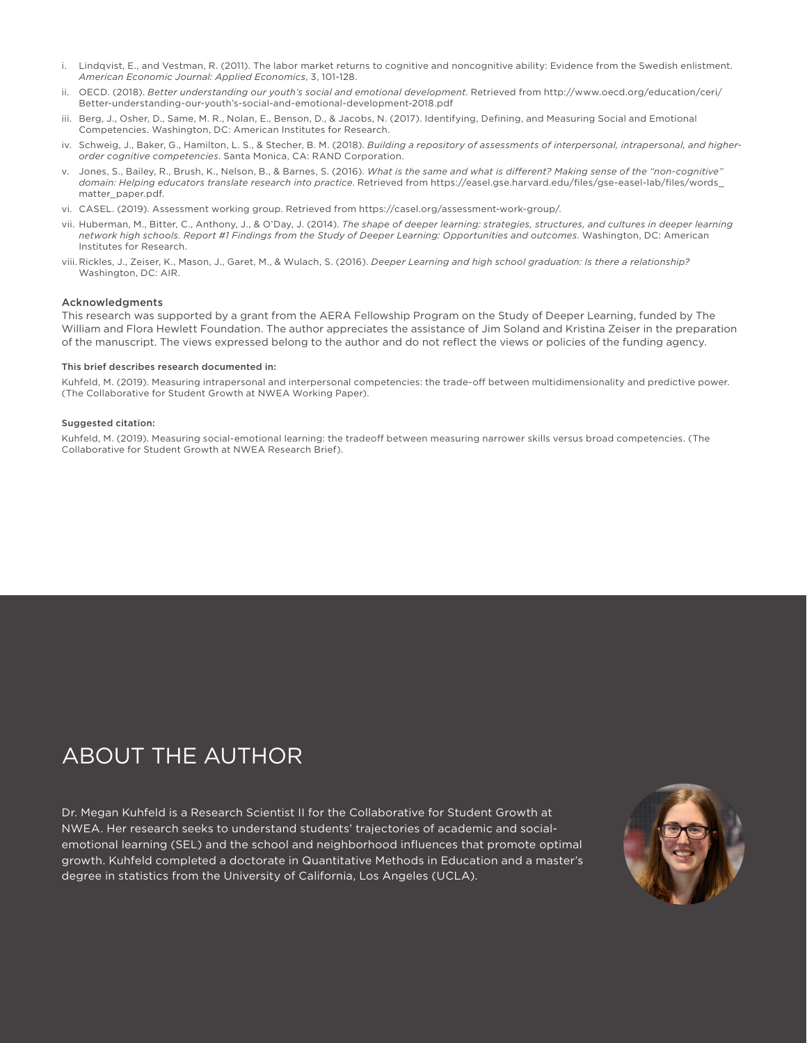i. Lindqvist, E., and Vestman, R. (2011). The labor market returns to cognitive and noncognitive ability: Evidence from the Swedish enlistment. *American Economic Journal: Applied Economics*, 3, 101-128.

ii. OECD. (2018). *Better understanding our youth's social and emotional development*. Retrieved from http://www.oecd.org/education/ceri/Better-understanding-our-youth's-social-and-emotional-development-2018.pdf

iii. Berg, J., Osher, D., Same, M. R., Nolan, E., Benson, D., & Jacobs, N. (2017). Identifying, Defining, and Measuring Social and Emotional Competencies. Washington, DC: American Institutes for Research.

iv. Schweig, J., Baker, G., Hamilton, L. S., & Stecher, B. M. (2018). *Building a repository of assessments of interpersonal, intrapersonal, and higher-order cognitive competencies*. Santa Monica, CA: RAND Corporation.

v. Jones, S., Bailey, R., Brush, K., Nelson, B., & Barnes, S. (2016). *What is the same and what is different? Making sense of the "non-cognitive" domain: Helping educators translate research into practice*. Retrieved from https://easel.gse.harvard.edu/files/gse-easel-lab/files/words_matter_paper.pdf.

vi. CASEL. (2019). Assessment working group. Retrieved from https://casel.org/assessment-work-group/.

vii. Huberman, M., Bitter, C., Anthony, J., & O'Day, J. (2014). *The shape of deeper learning: strategies, structures, and cultures in deeper learning network high schools. Report #1 Findings from the Study of Deeper Learning: Opportunities and outcomes*. Washington, DC: American Institutes for Research.

viii. Rickles, J., Zeiser, K., Mason, J., Garet, M., & Wulach, S. (2016). *Deeper Learning and high school graduation: Is there a relationship?* Washington, DC: AIR.

### Acknowledgments

This research was supported by a grant from the AERA Fellowship Program on the Study of Deeper Learning, funded by The William and Flora Hewlett Foundation. The author appreciates the assistance of Jim Soland and Kristina Zeiser in the preparation of the manuscript. The views expressed belong to the author and do not reflect the views or policies of the funding agency.

**This brief describes research documented in:**

Kuhfeld, M. (2019). Measuring intrapersonal and interpersonal competencies: the trade-off between multidimensionality and predictive power. (The Collaborative for Student Growth at NWEA Working Paper).

**Suggested citation:**

Kuhfeld, M. (2019). Measuring social-emotional learning: the tradeoff between measuring narrower skills versus broad competencies. (The Collaborative for Student Growth at NWEA Research Brief).

## ABOUT THE AUTHOR

Dr. Megan Kuhfeld is a Research Scientist II for the Collaborative for Student Growth at NWEA. Her research seeks to understand students' trajectories of academic and social-emotional learning (SEL) and the school and neighborhood influences that promote optimal growth. Kuhfeld completed a doctorate in Quantitative Methods in Education and a master's degree in statistics from the University of California, Los Angeles (UCLA).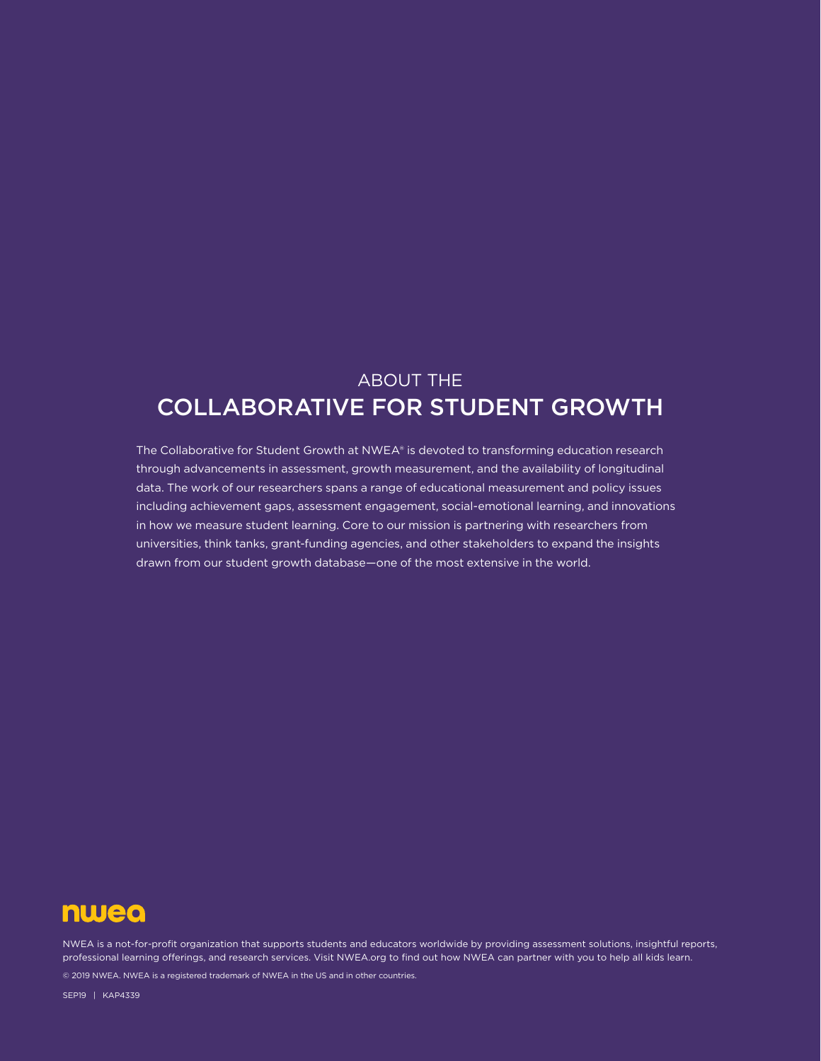## ABOUT THE COLLABORATIVE FOR STUDENT GROWTH

The Collaborative for Student Growth at NWEA® is devoted to transforming education research through advancements in assessment, growth measurement, and the availability of longitudinal data. The work of our researchers spans a range of educational measurement and policy issues including achievement gaps, assessment engagement, social-emotional learning, and innovations in how we measure student learning. Core to our mission is partnering with researchers from universities, think tanks, grant-funding agencies, and other stakeholders to expand the insights drawn from our student growth database—one of the most extensive in the world.

nwea

NWEA is a not-for-profit organization that supports students and educators worldwide by providing assessment solutions, insightful reports, professional learning offerings, and research services. Visit NWEA.org to find out how NWEA can partner with you to help all kids learn.

© 2019 NWEA. NWEA is a registered trademark of NWEA in the US and in other countries.

SEP19 | KAP4339